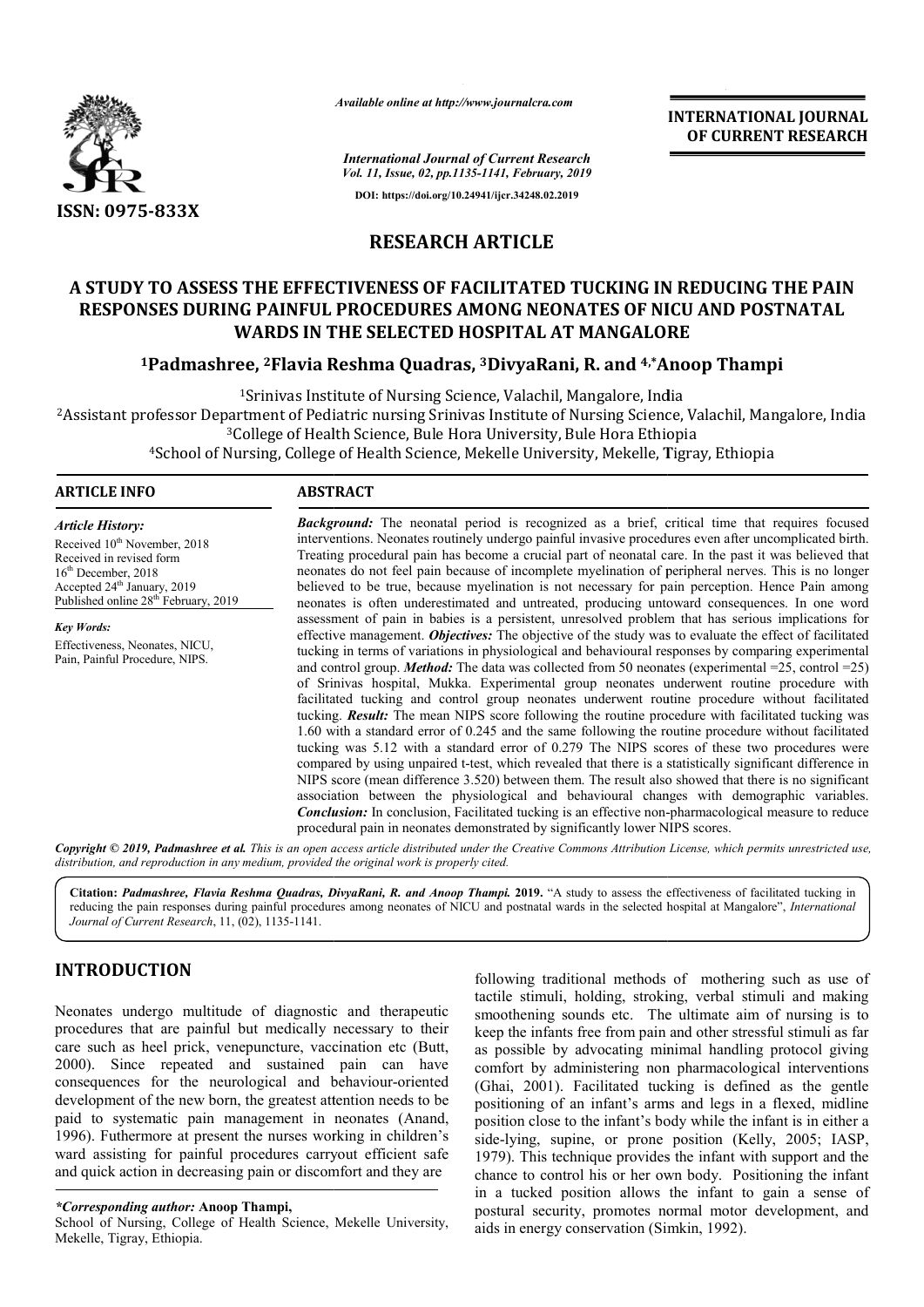*Available online at http://www.journalcra.com*

*International Journal of Current Research*
*Vol. 11, Issue, 02, pp.1135-1141, February, 2019*

**DOI: https://doi.org/10.24941/ijcr.34248.02.2019**

**INTERNATIONAL JOURNAL OF CURRENT RESEARCH**

**ISSN: 0975-833X**

## RESEARCH ARTICLE

# A STUDY TO ASSESS THE EFFECTIVENESS OF FACILITATED TUCKING IN REDUCING THE PAIN RESPONSES DURING PAINFUL PROCEDURES AMONG NEONATES OF NICU AND POSTNATAL WARDS IN THE SELECTED HOSPITAL AT MANGALORE

**[1]Padmashree, [2]Flavia Reshma Quadras, [3]DivyaRani, R. and [4,*]Anoop Thampi**

[1]Srinivas Institute of Nursing Science, Valachil, Mangalore, India

[2]Assistant professor Department of Pediatric nursing Srinivas Institute of Nursing Science, Valachil, Mangalore, India

[3]College of Health Science, Bule Hora University, Bule Hora Ethiopia

[4]School of Nursing, College of Health Science, Mekelle University, Mekelle, Tigray, Ethiopia

**ARTICLE INFO**

*Article History:*

Received 10th November, 2018
Received in revised form
16th December, 2018
Accepted 24th January, 2019
Published online 28th February, 2019

*Key Words:*

Effectiveness, Neonates, NICU, Pain, Painful Procedure, NIPS.

**ABSTRACT**

***Background:*** The neonatal period is recognized as a brief, critical time that requires focused interventions. Neonates routinely undergo painful invasive procedures even after uncomplicated birth. Treating procedural pain has become a crucial part of neonatal care. In the past it was believed that neonates do not feel pain because of incomplete myelination of peripheral nerves. This is no longer believed to be true, because myelination is not necessary for pain perception. Hence Pain among neonates is often underestimated and untreated, producing untoward consequences. In one word assessment of pain in babies is a persistent, unresolved problem that has serious implications for effective management. ***Objectives:*** The objective of the study was to evaluate the effect of facilitated tucking in terms of variations in physiological and behavioural responses by comparing experimental and control group. ***Method:*** The data was collected from 50 neonates (experimental =25, control =25) of Srinivas hospital, Mukka. Experimental group neonates underwent routine procedure with facilitated tucking and control group neonates underwent routine procedure without facilitated tucking. ***Result:*** The mean NIPS score following the routine procedure with facilitated tucking was 1.60 with a standard error of 0.245 and the same following the routine procedure without facilitated tucking was 5.12 with a standard error of 0.279 The NIPS scores of these two procedures were compared by using unpaired t-test, which revealed that there is a statistically significant difference in NIPS score (mean difference 3.520) between them. The result also showed that there is no significant association between the physiological and behavioural changes with demographic variables. ***Conclusion:*** In conclusion, Facilitated tucking is an effective non-pharmacological measure to reduce procedural pain in neonates demonstrated by significantly lower NIPS scores.

***Copyright © 2019, Padmashree et al.*** *This is an open access article distributed under the Creative Commons Attribution License, which permits unrestricted use, distribution, and reproduction in any medium, provided the original work is properly cited.*

**Citation:** ***Padmashree, Flavia Reshma Quadras, DivyaRani, R. and Anoop Thampi.*** **2019.** "A study to assess the effectiveness of facilitated tucking in reducing the pain responses during painful procedures among neonates of NICU and postnatal wards in the selected hospital at Mangalore", *International Journal of Current Research*, 11, (02), 1135-1141.

## INTRODUCTION

Neonates undergo multitude of diagnostic and therapeutic procedures that are painful but medically necessary to their care such as heel prick, venepuncture, vaccination etc (Butt, 2000). Since repeated and sustained pain can have consequences for the neurological and behaviour-oriented development of the new born, the greatest attention needs to be paid to systematic pain management in neonates (Anand, 1996). Futhermore at present the nurses working in children's ward assisting for painful procedures carryout efficient safe and quick action in decreasing pain or discomfort and they are following traditional methods of mothering such as use of tactile stimuli, holding, stroking, verbal stimuli and making smoothening sounds etc. The ultimate aim of nursing is to keep the infants free from pain and other stressful stimuli as far as possible by advocating minimal handling protocol giving comfort by administering non pharmacological interventions (Ghai, 2001). Facilitated tucking is defined as the gentle positioning of an infant's arms and legs in a flexed, midline position close to the infant's body while the infant is in either a side-lying, supine, or prone position (Kelly, 2005; IASP, 1979). This technique provides the infant with support and the chance to control his or her own body. Positioning the infant in a tucked position allows the infant to gain a sense of postural security, promotes normal motor development, and aids in energy conservation (Simkin, 1992).

***Corresponding author:*** **Anoop Thampi,**
School of Nursing, College of Health Science, Mekelle University, Mekelle, Tigray, Ethiopia.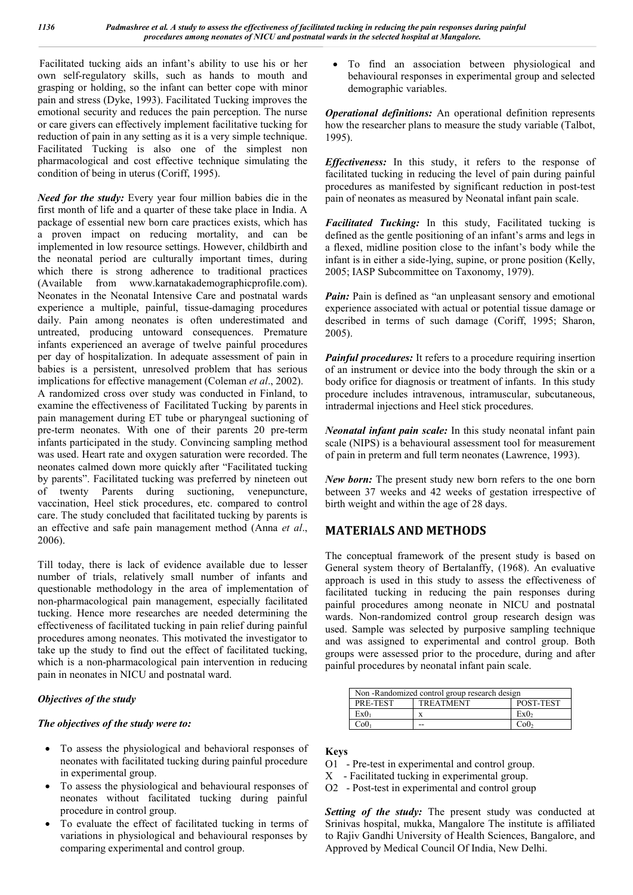Facilitated tucking aids an infant's ability to use his or her own self-regulatory skills, such as hands to mouth and grasping or holding, so the infant can better cope with minor pain and stress (Dyke, 1993). Facilitated Tucking improves the emotional security and reduces the pain perception. The nurse or care givers can effectively implement facilitative tucking for reduction of pain in any setting as it is a very simple technique. Facilitated Tucking is also one of the simplest non pharmacological and cost effective technique simulating the condition of being in uterus (Coriff, 1995).

***Need for the study:*** Every year four million babies die in the first month of life and a quarter of these take place in India. A package of essential new born care practices exists, which has a proven impact on reducing mortality, and can be implemented in low resource settings. However, childbirth and the neonatal period are culturally important times, during which there is strong adherence to traditional practices (Available from www.karnatakademographicprofile.com). Neonates in the Neonatal Intensive Care and postnatal wards experience a multiple, painful, tissue-damaging procedures daily. Pain among neonates is often underestimated and untreated, producing untoward consequences. Premature infants experienced an average of twelve painful procedures per day of hospitalization. In adequate assessment of pain in babies is a persistent, unresolved problem that has serious implications for effective management (Coleman *et al*., 2002).

A randomized cross over study was conducted in Finland, to examine the effectiveness of Facilitated Tucking by parents in pain management during ET tube or pharyngeal suctioning of pre-term neonates. With one of their parents 20 pre-term infants participated in the study. Convincing sampling method was used. Heart rate and oxygen saturation were recorded. The neonates calmed down more quickly after "Facilitated tucking by parents". Facilitated tucking was preferred by nineteen out of twenty Parents during suctioning, venepuncture, vaccination, Heel stick procedures, etc. compared to control care. The study concluded that facilitated tucking by parents is an effective and safe pain management method (Anna *et al*., 2006).

Till today, there is lack of evidence available due to lesser number of trials, relatively small number of infants and questionable methodology in the area of implementation of non-pharmacological pain management, especially facilitated tucking. Hence more researches are needed determining the effectiveness of facilitated tucking in pain relief during painful procedures among neonates. This motivated the investigator to take up the study to find out the effect of facilitated tucking, which is a non-pharmacological pain intervention in reducing pain in neonates in NICU and postnatal ward.

***Objectives of the study***

***The objectives of the study were to:***

- To assess the physiological and behavioral responses of neonates with facilitated tucking during painful procedure in experimental group.
- To assess the physiological and behavioural responses of neonates without facilitated tucking during painful procedure in control group.
- To evaluate the effect of facilitated tucking in terms of variations in physiological and behavioural responses by comparing experimental and control group.
- To find an association between physiological and behavioural responses in experimental group and selected demographic variables.

***Operational definitions:*** An operational definition represents how the researcher plans to measure the study variable (Talbot, 1995).

***Effectiveness:*** In this study, it refers to the response of facilitated tucking in reducing the level of pain during painful procedures as manifested by significant reduction in post-test pain of neonates as measured by Neonatal infant pain scale.

***Facilitated Tucking:*** In this study, Facilitated tucking is defined as the gentle positioning of an infant's arms and legs in a flexed, midline position close to the infant's body while the infant is in either a side-lying, supine, or prone position (Kelly, 2005; IASP Subcommittee on Taxonomy, 1979).

***Pain:*** Pain is defined as "an unpleasant sensory and emotional experience associated with actual or potential tissue damage or described in terms of such damage (Coriff, 1995; Sharon, 2005).

***Painful procedures:*** It refers to a procedure requiring insertion of an instrument or device into the body through the skin or a body orifice for diagnosis or treatment of infants. In this study procedure includes intravenous, intramuscular, subcutaneous, intradermal injections and Heel stick procedures.

***Neonatal infant pain scale:*** In this study neonatal infant pain scale (NIPS) is a behavioural assessment tool for measurement of pain in preterm and full term neonates (Lawrence, 1993).

***New born:*** The present study new born refers to the one born between 37 weeks and 42 weeks of gestation irrespective of birth weight and within the age of 28 days.

## MATERIALS AND METHODS

The conceptual framework of the present study is based on General system theory of Bertalanffy, (1968). An evaluative approach is used in this study to assess the effectiveness of facilitated tucking in reducing the pain responses during painful procedures among neonate in NICU and postnatal wards. Non-randomized control group research design was used. Sample was selected by purposive sampling technique and was assigned to experimental and control group. Both groups were assessed prior to the procedure, during and after painful procedures by neonatal infant pain scale.

| Non -Randomized control group research design | | |
|---|---|---|
| PRE-TEST | TREATMENT | POST-TEST |
| $Ex0_1$ | x | $Ex0_2$ |
| $Co0_1$ | -- | $Co0_2$ |

**Keys**

O1 - Pre-test in experimental and control group.
X - Facilitated tucking in experimental group.
O2 - Post-test in experimental and control group

***Setting of the study:*** The present study was conducted at Srinivas hospital, mukka, Mangalore The institute is affiliated to Rajiv Gandhi University of Health Sciences, Bangalore, and Approved by Medical Council Of India, New Delhi.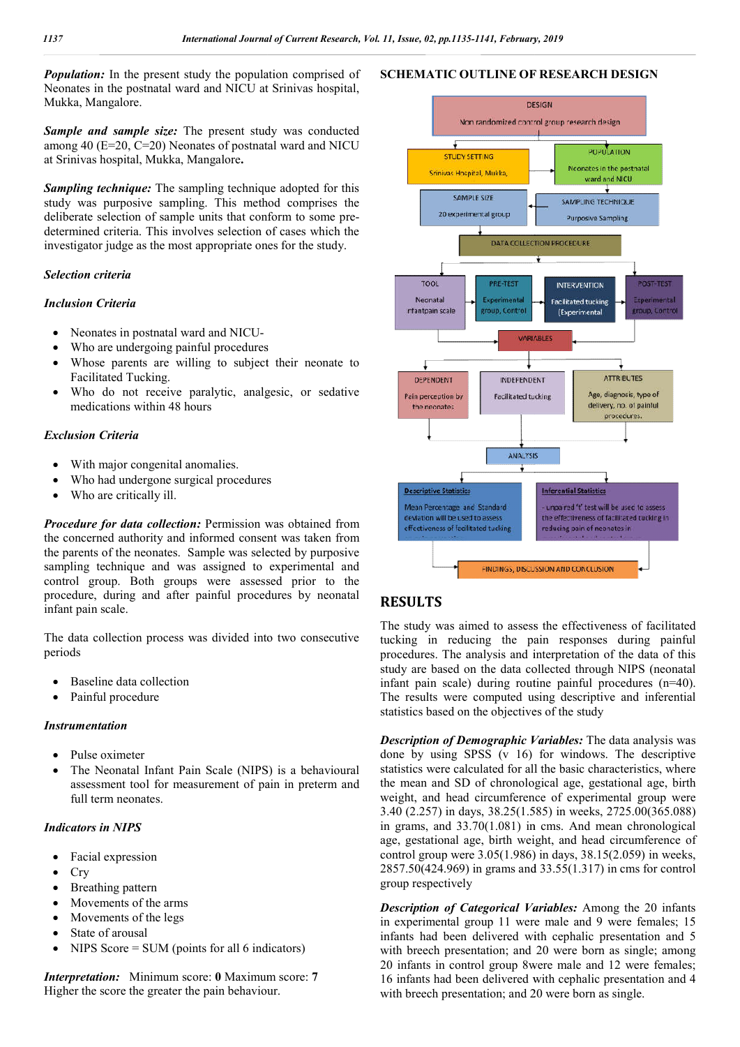***Population:*** In the present study the population comprised of Neonates in the postnatal ward and NICU at Srinivas hospital, Mukka, Mangalore.

***Sample and sample size:*** The present study was conducted among 40 (E=20, C=20) Neonates of postnatal ward and NICU at Srinivas hospital, Mukka, Mangalore**.**

***Sampling technique:*** The sampling technique adopted for this study was purposive sampling. This method comprises the deliberate selection of sample units that conform to some pre-determined criteria. This involves selection of cases which the investigator judge as the most appropriate ones for the study.

***Selection criteria***

***Inclusion Criteria***

- Neonates in postnatal ward and NICU-
- Who are undergoing painful procedures
- Whose parents are willing to subject their neonate to Facilitated Tucking.
- Who do not receive paralytic, analgesic, or sedative medications within 48 hours

***Exclusion Criteria***

- With major congenital anomalies.
- Who had undergone surgical procedures
- Who are critically ill.

***Procedure for data collection:*** Permission was obtained from the concerned authority and informed consent was taken from the parents of the neonates. Sample was selected by purposive sampling technique and was assigned to experimental and control group. Both groups were assessed prior to the procedure, during and after painful procedures by neonatal infant pain scale.

The data collection process was divided into two consecutive periods

- Baseline data collection
- Painful procedure

***Instrumentation***

- Pulse oximeter
- The Neonatal Infant Pain Scale (NIPS) is a behavioural assessment tool for measurement of pain in preterm and full term neonates.

***Indicators in NIPS***

- Facial expression
- Cry
- Breathing pattern
- Movements of the arms
- Movements of the legs
- State of arousal
- NIPS Score = SUM (points for all 6 indicators)

***Interpretation:*** Minimum score: **0** Maximum score: **7**
Higher the score the greater the pain behaviour.

**SCHEMATIC OUTLINE OF RESEARCH DESIGN**

DESIGN: Non randomized control group research design
STUDY SETTING: Srinivas Hospital, Mukka,
POPULATION: Neonates in the postnatal ward and NICU
SAMPLE SIZE: 20 experimental group
SAMPLING TECHNIQUE: Purposive Sampling
DATA COLLECTION PROCEDURE
TOOL: Neonatal infantpain scale
PRE-TEST: Experimental group, Control
INTERVENTION: Facilitated tucking (Experimental
POST-TEST: Experimental group, Control
VARIABLES
DEPENDENT: Pain perception by the neonates
INDEPENDENT: Facilitated tucking
ATTRIBUTES: Age, diagnosis, type of delivery, no. of painful procedures.
ANALYSIS
Descriptive Statistics: Mean Percentage and Standard deviation will be used to assess effectiveness of facilitated tucking
Inferential Statistics: - unpaired 't' test will be used to assess the effectiveness of facilitated tucking in reducing pain of neonates in
FINDINGS, DISCUSSION AND CONCLUSION

## RESULTS

The study was aimed to assess the effectiveness of facilitated tucking in reducing the pain responses during painful procedures. The analysis and interpretation of the data of this study are based on the data collected through NIPS (neonatal infant pain scale) during routine painful procedures (n=40). The results were computed using descriptive and inferential statistics based on the objectives of the study

***Description of Demographic Variables:*** The data analysis was done by using SPSS (v 16) for windows. The descriptive statistics were calculated for all the basic characteristics, where the mean and SD of chronological age, gestational age, birth weight, and head circumference of experimental group were 3.40 (2.257) in days, 38.25(1.585) in weeks, 2725.00(365.088) in grams, and 33.70(1.081) in cms. And mean chronological age, gestational age, birth weight, and head circumference of control group were 3.05(1.986) in days, 38.15(2.059) in weeks, 2857.50(424.969) in grams and 33.55(1.317) in cms for control group respectively

***Description of Categorical Variables:*** Among the 20 infants in experimental group 11 were male and 9 were females; 15 infants had been delivered with cephalic presentation and 5 with breech presentation; and 20 were born as single; among 20 infants in control group 8were male and 12 were females; 16 infants had been delivered with cephalic presentation and 4 with breech presentation; and 20 were born as single.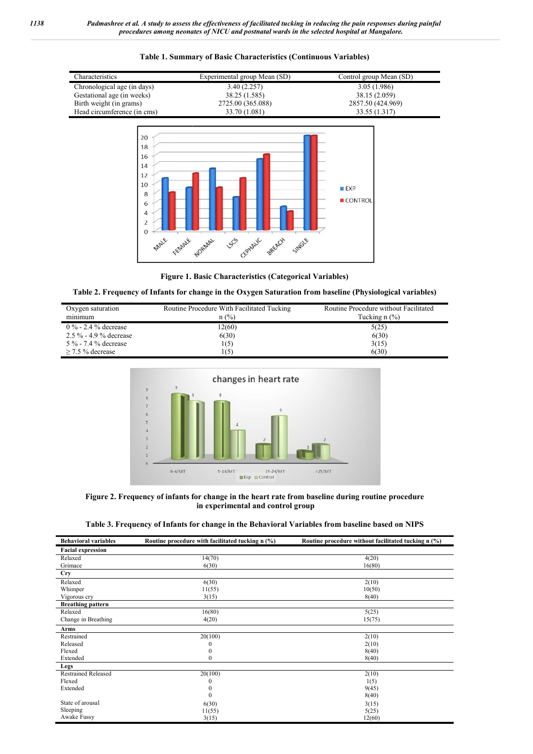**Table 1. Summary of Basic Characteristics (Continuous Variables)**

| Characteristics | Experimental group Mean (SD) | Control group Mean (SD) |
|---|---|---|
| Chronological age (in days) | 3.40 (2.257) | 3.05 (1.986) |
| Gestational age (in weeks) | 38.25 (1.585) | 38.15 (2.059) |
| Birth weight (in grams) | 2725.00 (365.088) | 2857.50 (424.969) |
| Head circumference (in cms) | 33.70 (1.081) | 33.55 (1.317) |

**Figure 1. Basic Characteristics (Categorical Variables)**

**Table 2. Frequency of Infants for change in the Oxygen Saturation from baseline (Physiological variables)**

| Oxygen saturation minimum | Routine Procedure With Facilitated Tucking n (%) | Routine Procedure without Facilitated Tucking n (%) |
|---|---|---|
| 0 % - 2.4 % decrease | 12(60) | 5(25) |
| 2.5 % - 4.9 % decrease | 6(30) | 6(30) |
| 5 % - 7.4 % decrease | 1(5) | 3(15) |
| ≥ 7.5 % decrease | 1(5) | 6(30) |

**Figure 2. Frequency of infants for change in the heart rate from baseline during routine procedure in experimental and control group**

**Table 3. Frequency of Infants for change in the Behavioral Variables from baseline based on NIPS**

| Behavioral variables | Routine procedure with facilitated tucking n (%) | Routine procedure without facilitated tucking n (%) |
|---|---|---|
| **Facial expression** | | |
| Relaxed | 14(70) | 4(20) |
| Grimace | 6(30) | 16(80) |
| **Cry** | | |
| Relaxed | 6(30) | 2(10) |
| Whimper | 11(55) | 10(50) |
| Vigorous cry | 3(15) | 8(40) |
| **Breathing pattern** | | |
| Relaxed | 16(80) | 5(25) |
| Change in Breathing | 4(20) | 15(75) |
| **Arms** | | |
| Restrained | 20(100) | 2(10) |
| Released | 0 | 2(10) |
| Flexed | 0 | 8(40) |
| Extended | 0 | 8(40) |
| **Legs** | | |
| Restrained Released | 20(100) | 2(10) |
| Flexed | 0 | 1(5) |
| Extended | 0 | 9(45) |
| | 0 | 8(40) |
| State of arousal | 6(30) | 3(15) |
| Sleeping | 11(55) | 5(25) |
| Awake Fussy | 3(15) | 12(60) |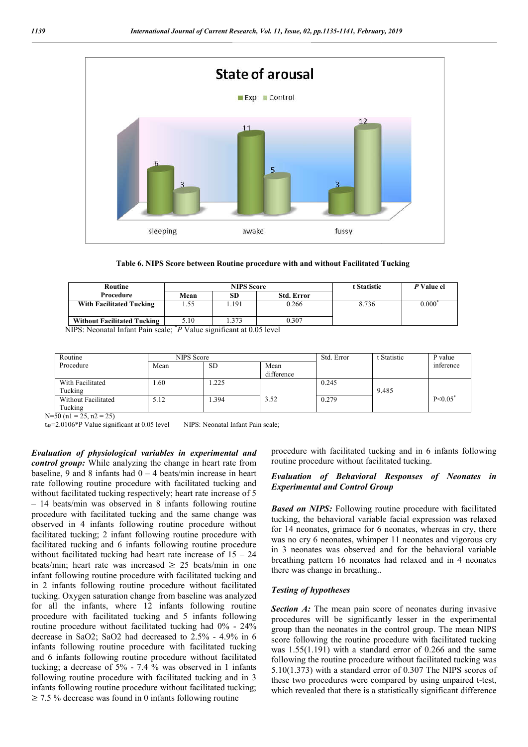State of arousal

| | sleeping | awake | fussy |
|---|---|---|---|
| Exp | 6 | 11 | 3 |
| Control | 3 | 5 | 12 |

**Table 6. NIPS Score between Routine procedure with and without Facilitated Tucking**

| Routine Procedure | NIPS Score | | | t Statistic | *P* Value el |
|---|---|---|---|---|---|
| | Mean | SD | Std. Error | | |
| With Facilitated Tucking | 1.55 | 1.191 | 0.266 | 8.736 | 0.000* |
| Without Facilitated Tucking | 5.10 | 1.373 | 0.307 | | |

NIPS: Neonatal Infant Pain scale; **P* Value significant at 0.05 level

| Routine Procedure | NIPS Score | | | Std. Error | t Statistic | P value inference |
|---|---|---|---|---|---|---|
| | Mean | SD | Mean difference | | | |
| With Facilitated Tucking | 1.60 | 1.225 | 3.52 | 0.245 | 9.485 | P<0.05* |
| Without Facilitated Tucking | 5.12 | 1.394 | | 0.279 | | |

N=50 (n1 = 25, n2 = 25)

$t_{48}$=2.0106*P Value significant at 0.05 level NIPS: Neonatal Infant Pain scale;

***Evaluation of physiological variables in experimental and control group:*** While analyzing the change in heart rate from baseline, 9 and 8 infants had 0 – 4 beats/min increase in heart rate following routine procedure with facilitated tucking and without facilitated tucking respectively; heart rate increase of 5 – 14 beats/min was observed in 8 infants following routine procedure with facilitated tucking and the same change was observed in 4 infants following routine procedure without facilitated tucking; 2 infant following routine procedure with facilitated tucking and 6 infants following routine procedure without facilitated tucking had heart rate increase of 15 – 24 beats/min; heart rate was increased ≥ 25 beats/min in one infant following routine procedure with facilitated tucking and in 2 infants following routine procedure without facilitated tucking. Oxygen saturation change from baseline was analyzed for all the infants, where 12 infants following routine procedure with facilitated tucking and 5 infants following routine procedure without facilitated tucking had 0% - 24% decrease in SaO2; SaO2 had decreased to 2.5% - 4.9% in 6 infants following routine procedure with facilitated tucking and 6 infants following routine procedure without facilitated tucking; a decrease of 5% - 7.4 % was observed in 1 infants following routine procedure with facilitated tucking and in 3 infants following routine procedure without facilitated tucking; ≥ 7.5 % decrease was found in 0 infants following routine procedure with facilitated tucking and in 6 infants following routine procedure without facilitated tucking.

### *Evaluation of Behavioral Responses of Neonates in Experimental and Control Group*

***Based on NIPS:*** Following routine procedure with facilitated tucking, the behavioral variable facial expression was relaxed for 14 neonates, grimace for 6 neonates, whereas in cry, there was no cry 6 neonates, whimper 11 neonates and vigorous cry in 3 neonates was observed and for the behavioral variable breathing pattern 16 neonates had relaxed and in 4 neonates there was change in breathing..

### *Testing of hypotheses*

***Section A:*** The mean pain score of neonates during invasive procedures will be significantly lesser in the experimental group than the neonates in the control group. The mean NIPS score following the routine procedure with facilitated tucking was 1.55(1.191) with a standard error of 0.266 and the same following the routine procedure without facilitated tucking was 5.10(1.373) with a standard error of 0.307 The NIPS scores of these two procedures were compared by using unpaired t-test, which revealed that there is a statistically significant difference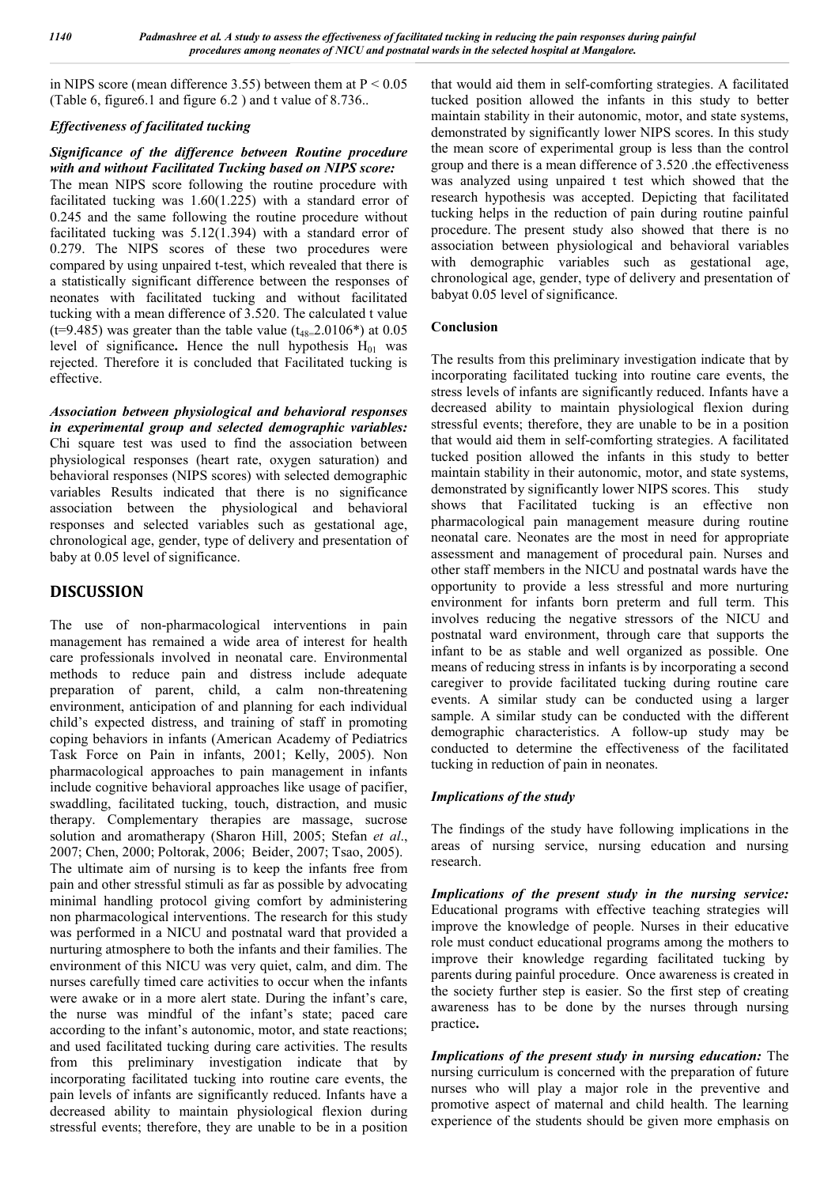in NIPS score (mean difference 3.55) between them at $P < 0.05$ (Table 6, figure6.1 and figure 6.2 ) and t value of 8.736..

### *Effectiveness of facilitated tucking*

***Significance of the difference between Routine procedure with and without Facilitated Tucking based on NIPS score:*** The mean NIPS score following the routine procedure with facilitated tucking was 1.60(1.225) with a standard error of 0.245 and the same following the routine procedure without facilitated tucking was 5.12(1.394) with a standard error of 0.279. The NIPS scores of these two procedures were compared by using unpaired t-test, which revealed that there is a statistically significant difference between the responses of neonates with facilitated tucking and without facilitated tucking with a mean difference of 3.520. The calculated t value (t=9.485) was greater than the table value ($t_{48}$=2.0106*) at 0.05 level of significance**.** Hence the null hypothesis $H_{01}$ was rejected. Therefore it is concluded that Facilitated tucking is effective.

***Association between physiological and behavioral responses in experimental group and selected demographic variables:*** Chi square test was used to find the association between physiological responses (heart rate, oxygen saturation) and behavioral responses (NIPS scores) with selected demographic variables Results indicated that there is no significance association between the physiological and behavioral responses and selected variables such as gestational age, chronological age, gender, type of delivery and presentation of baby at 0.05 level of significance.

## DISCUSSION

The use of non-pharmacological interventions in pain management has remained a wide area of interest for health care professionals involved in neonatal care. Environmental methods to reduce pain and distress include adequate preparation of parent, child, a calm non-threatening environment, anticipation of and planning for each individual child's expected distress, and training of staff in promoting coping behaviors in infants (American Academy of Pediatrics Task Force on Pain in infants, 2001; Kelly, 2005). Non pharmacological approaches to pain management in infants include cognitive behavioral approaches like usage of pacifier, swaddling, facilitated tucking, touch, distraction, and music therapy. Complementary therapies are massage, sucrose solution and aromatherapy (Sharon Hill, 2005; Stefan *et al*., 2007; Chen, 2000; Poltorak, 2006; Beider, 2007; Tsao, 2005). The ultimate aim of nursing is to keep the infants free from pain and other stressful stimuli as far as possible by advocating minimal handling protocol giving comfort by administering non pharmacological interventions. The research for this study was performed in a NICU and postnatal ward that provided a nurturing atmosphere to both the infants and their families. The environment of this NICU was very quiet, calm, and dim. The nurses carefully timed care activities to occur when the infants were awake or in a more alert state. During the infant's care, the nurse was mindful of the infant's state; paced care according to the infant's autonomic, motor, and state reactions; and used facilitated tucking during care activities. The results from this preliminary investigation indicate that by incorporating facilitated tucking into routine care events, the pain levels of infants are significantly reduced. Infants have a decreased ability to maintain physiological flexion during stressful events; therefore, they are unable to be in a position that would aid them in self-comforting strategies. A facilitated tucked position allowed the infants in this study to better maintain stability in their autonomic, motor, and state systems, demonstrated by significantly lower NIPS scores. In this study the mean score of experimental group is less than the control group and there is a mean difference of 3.520 .the effectiveness was analyzed using unpaired t test which showed that the research hypothesis was accepted. Depicting that facilitated tucking helps in the reduction of pain during routine painful procedure. The present study also showed that there is no association between physiological and behavioral variables with demographic variables such as gestational age, chronological age, gender, type of delivery and presentation of babyat 0.05 level of significance.

### Conclusion

The results from this preliminary investigation indicate that by incorporating facilitated tucking into routine care events, the stress levels of infants are significantly reduced. Infants have a decreased ability to maintain physiological flexion during stressful events; therefore, they are unable to be in a position that would aid them in self-comforting strategies. A facilitated tucked position allowed the infants in this study to better maintain stability in their autonomic, motor, and state systems, demonstrated by significantly lower NIPS scores. This study shows that Facilitated tucking is an effective non pharmacological pain management measure during routine neonatal care. Neonates are the most in need for appropriate assessment and management of procedural pain. Nurses and other staff members in the NICU and postnatal wards have the opportunity to provide a less stressful and more nurturing environment for infants born preterm and full term. This involves reducing the negative stressors of the NICU and postnatal ward environment, through care that supports the infant to be as stable and well organized as possible. One means of reducing stress in infants is by incorporating a second caregiver to provide facilitated tucking during routine care events. A similar study can be conducted using a larger sample. A similar study can be conducted with the different demographic characteristics. A follow-up study may be conducted to determine the effectiveness of the facilitated tucking in reduction of pain in neonates.

### *Implications of the study*

The findings of the study have following implications in the areas of nursing service, nursing education and nursing research.

***Implications of the present study in the nursing service:*** Educational programs with effective teaching strategies will improve the knowledge of people. Nurses in their educative role must conduct educational programs among the mothers to improve their knowledge regarding facilitated tucking by parents during painful procedure. Once awareness is created in the society further step is easier. So the first step of creating awareness has to be done by the nurses through nursing practice**.**

***Implications of the present study in nursing education:*** The nursing curriculum is concerned with the preparation of future nurses who will play a major role in the preventive and promotive aspect of maternal and child health. The learning experience of the students should be given more emphasis on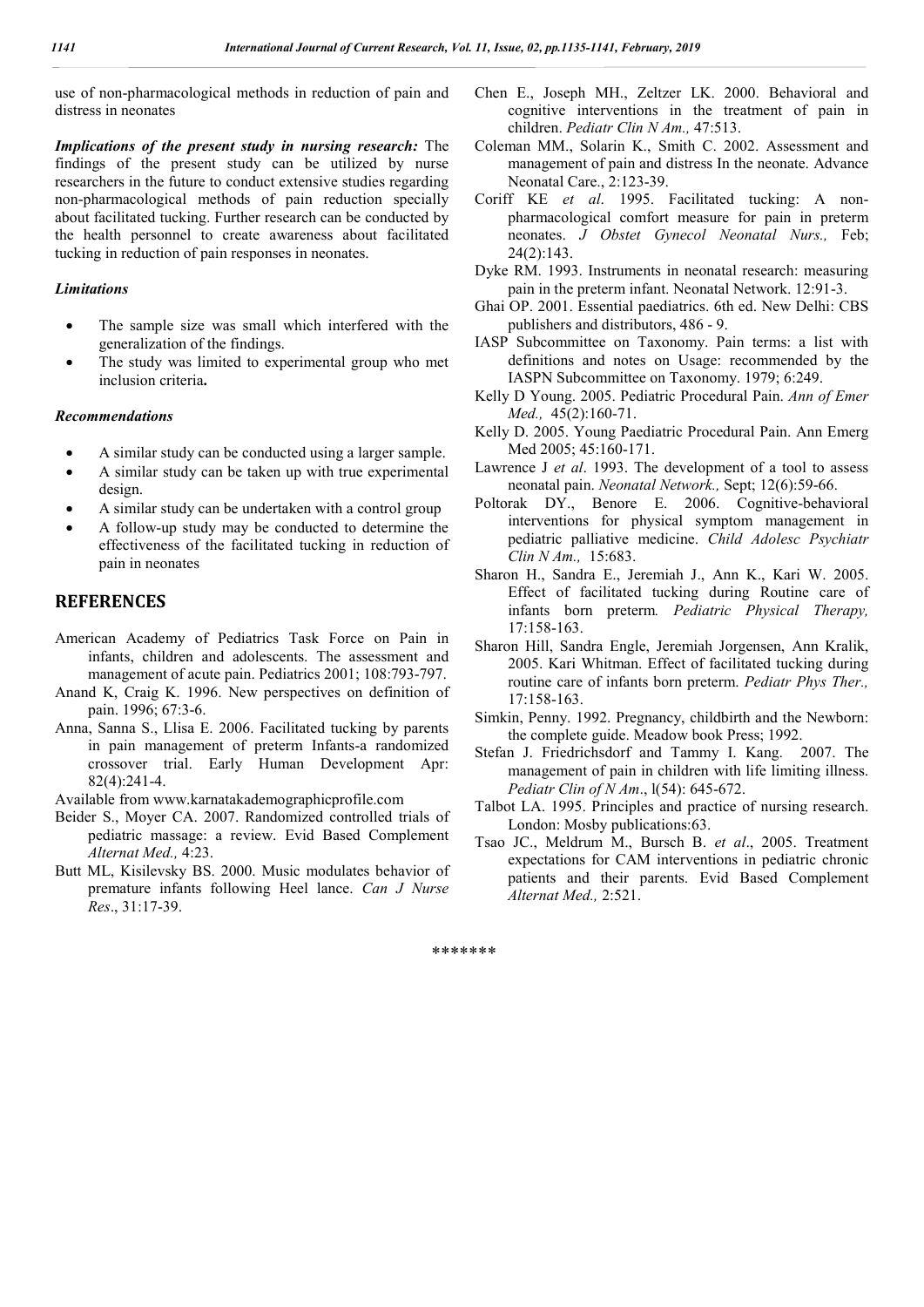use of non-pharmacological methods in reduction of pain and distress in neonates

***Implications of the present study in nursing research:*** The findings of the present study can be utilized by nurse researchers in the future to conduct extensive studies regarding non-pharmacological methods of pain reduction specially about facilitated tucking. Further research can be conducted by the health personnel to create awareness about facilitated tucking in reduction of pain responses in neonates.

### *Limitations*

- The sample size was small which interfered with the generalization of the findings.
- The study was limited to experimental group who met inclusion criteria**.**

### *Recommendations*

- A similar study can be conducted using a larger sample.
- A similar study can be taken up with true experimental design.
- A similar study can be undertaken with a control group
- A follow-up study may be conducted to determine the effectiveness of the facilitated tucking in reduction of pain in neonates

## REFERENCES

American Academy of Pediatrics Task Force on Pain in infants, children and adolescents. The assessment and management of acute pain. Pediatrics 2001; 108:793-797.

Anand K, Craig K. 1996. New perspectives on definition of pain. 1996; 67:3-6.

Anna, Sanna S., Llisa E. 2006. Facilitated tucking by parents in pain management of preterm Infants-a randomized crossover trial. Early Human Development Apr: 82(4):241-4.

Available from www.karnatakademographicprofile.com

Beider S., Moyer CA. 2007. Randomized controlled trials of pediatric massage: a review. Evid Based Complement *Alternat Med.,* 4:23.

Butt ML, Kisilevsky BS. 2000. Music modulates behavior of premature infants following Heel lance. *Can J Nurse Res*., 31:17-39.

Chen E., Joseph MH., Zeltzer LK. 2000. Behavioral and cognitive interventions in the treatment of pain in children. *Pediatr Clin N Am.,* 47:513.

Coleman MM., Solarin K., Smith C. 2002. Assessment and management of pain and distress In the neonate. Advance Neonatal Care., 2:123-39.

Coriff KE *et al*. 1995. Facilitated tucking: A non-pharmacological comfort measure for pain in preterm neonates. *J Obstet Gynecol Neonatal Nurs.,* Feb; 24(2):143.

Dyke RM. 1993. Instruments in neonatal research: measuring pain in the preterm infant. Neonatal Network. 12:91-3.

Ghai OP. 2001. Essential paediatrics. 6th ed. New Delhi: CBS publishers and distributors, 486 - 9.

IASP Subcommittee on Taxonomy. Pain terms: a list with definitions and notes on Usage: recommended by the IASPN Subcommittee on Taxonomy. 1979; 6:249.

Kelly D Young. 2005. Pediatric Procedural Pain. *Ann of Emer Med.,* 45(2):160-71.

Kelly D. 2005. Young Paediatric Procedural Pain. Ann Emerg Med 2005; 45:160-171.

Lawrence J *et al*. 1993. The development of a tool to assess neonatal pain. *Neonatal Network.,* Sept; 12(6):59-66.

Poltorak DY., Benore E. 2006. Cognitive-behavioral interventions for physical symptom management in pediatric palliative medicine. *Child Adolesc Psychiatr Clin N Am.,* 15:683.

Sharon H., Sandra E., Jeremiah J., Ann K., Kari W. 2005. Effect of facilitated tucking during Routine care of infants born preterm*. Pediatric Physical Therapy,* 17:158-163.

Sharon Hill, Sandra Engle, Jeremiah Jorgensen, Ann Kralik, 2005. Kari Whitman. Effect of facilitated tucking during routine care of infants born preterm. *Pediatr Phys Ther.,* 17:158-163.

Simkin, Penny. 1992. Pregnancy, childbirth and the Newborn: the complete guide. Meadow book Press; 1992.

Stefan J. Friedrichsdorf and Tammy I. Kang. 2007. The management of pain in children with life limiting illness. *Pediatr Clin of N Am*., l(54): 645-672.

Talbot LA. 1995. Principles and practice of nursing research. London: Mosby publications:63.

Tsao JC., Meldrum M., Bursch B. *et al*., 2005. Treatment expectations for CAM interventions in pediatric chronic patients and their parents. Evid Based Complement *Alternat Med.,* 2:521.

\*\*\*\*\*\*\*